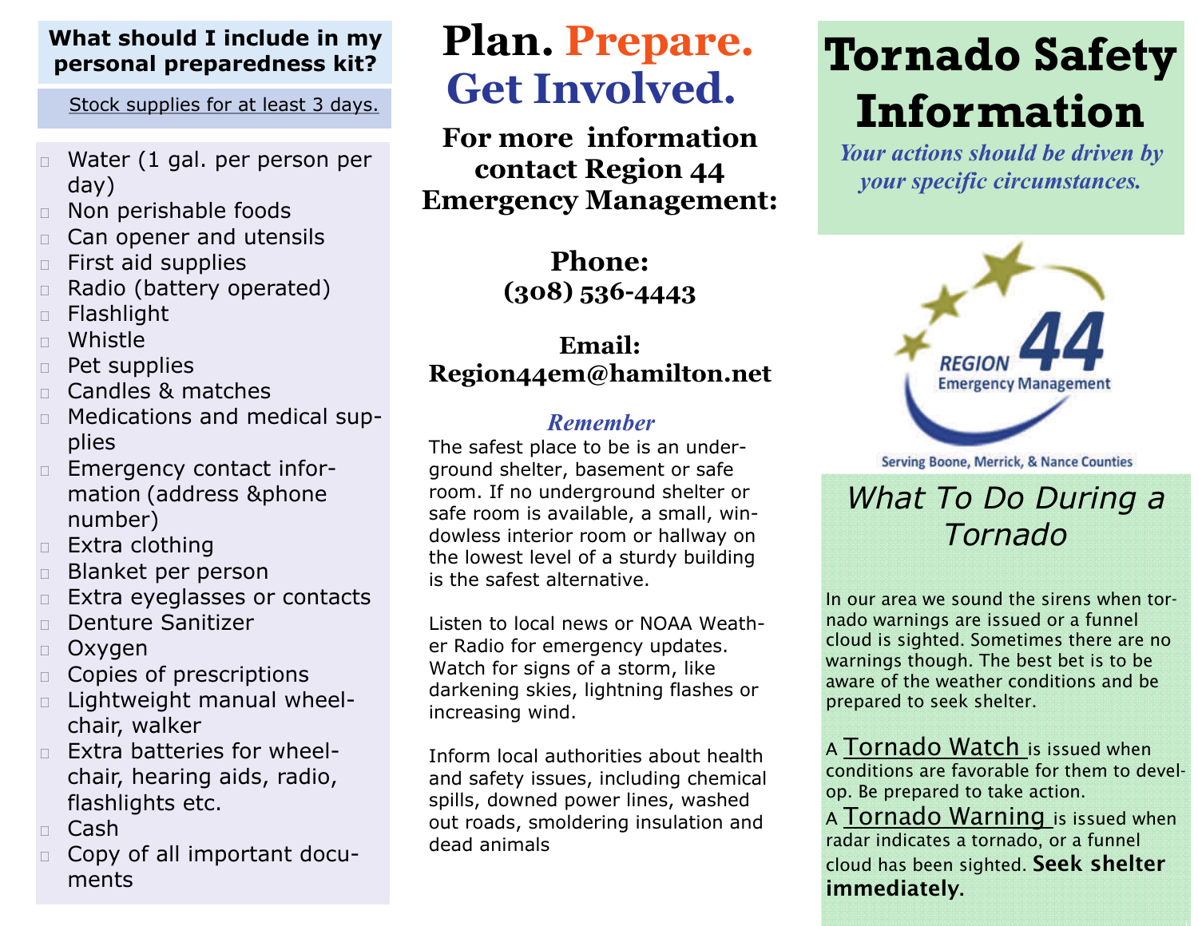## What should I include in my personal preparedness kit?

Stock supplies for at least 3 days.

- Water (1 gal. per person per day)
- Non perishable foods
- Can opener and utensils
- First aid supplies
- Radio (battery operated)
- Flashlight
- Whistle
- Pet supplies
- Candles & matches
- Medications and medical supplies
- Emergency contact information (address &phone number)
- Extra clothing
- Blanket per person
- Extra eyeglasses or contacts
- Denture Sanitizer
- Oxygen
- Copies of prescriptions
- Lightweight manual wheelchair, walker
- Extra batteries for wheelchair, hearing aids, radio, flashlights etc.
- Cash
- Copy of all important documents

# Plan. Prepare. Get Involved.

**For more information contact Region 44 Emergency Management:**

**Phone:**
**(308) 536-4443**

**Email:**
**Region44em@hamilton.net**

### *Remember*

The safest place to be is an underground shelter, basement or safe room. If no underground shelter or safe room is available, a small, windowless interior room or hallway on the lowest level of a sturdy building is the safest alternative.

Listen to local news or NOAA Weather Radio for emergency updates. Watch for signs of a storm, like darkening skies, lightning flashes or increasing wind.

Inform local authorities about health and safety issues, including chemical spills, downed power lines, washed out roads, smoldering insulation and dead animals

# Tornado Safety Information

*Your actions should be driven by your specific circumstances.*

REGION 44 Emergency Management

Serving Boone, Merrick, & Nance Counties

## *What To Do During a Tornado*

In our area we sound the sirens when tornado warnings are issued or a funnel cloud is sighted. Sometimes there are no warnings though. The best bet is to be aware of the weather conditions and be prepared to seek shelter.

A Tornado Watch is issued when conditions are favorable for them to develop. Be prepared to take action.

A Tornado Warning is issued when radar indicates a tornado, or a funnel cloud has been sighted. **Seek shelter immediately**.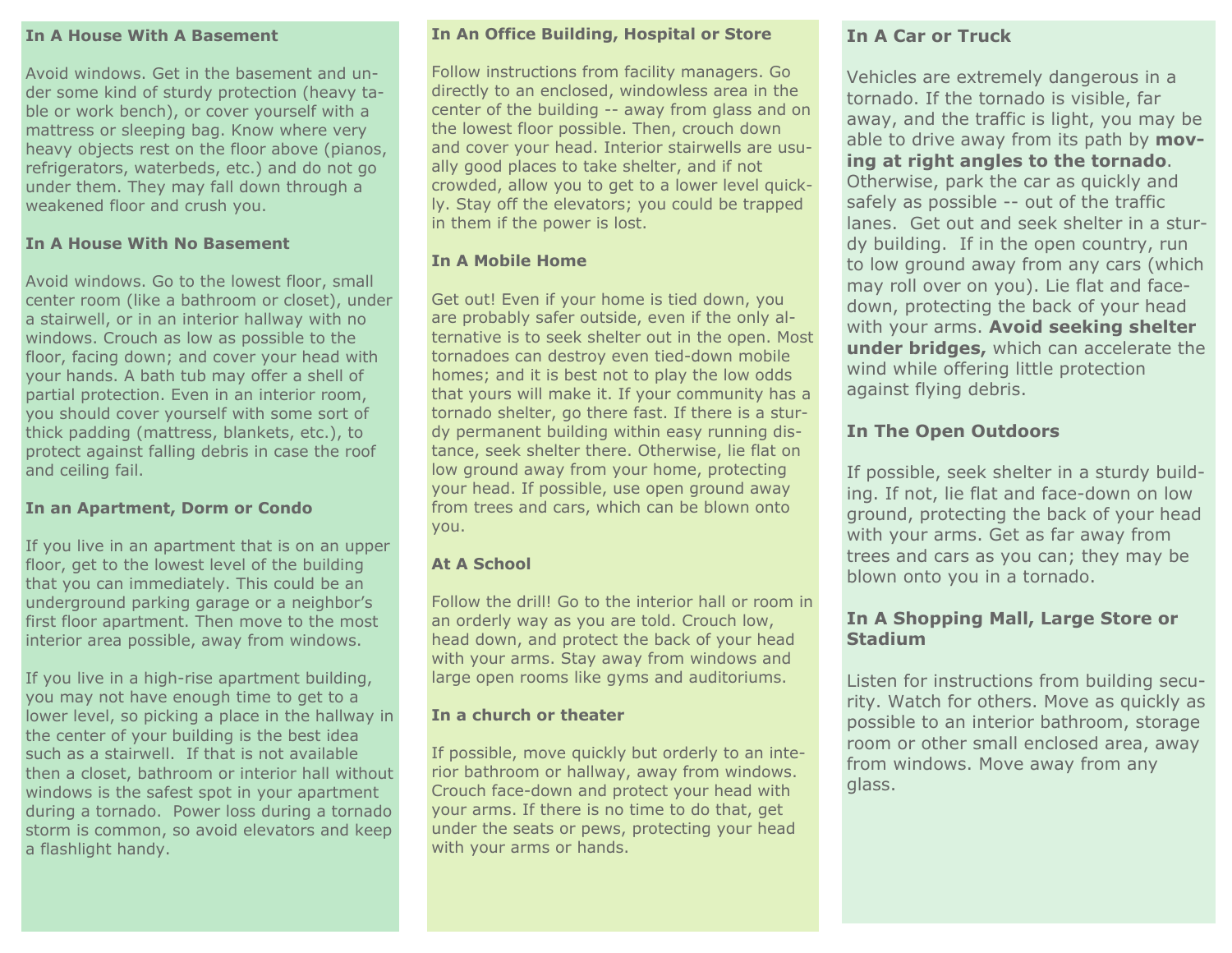### In A House With A Basement

Avoid windows. Get in the basement and under some kind of sturdy protection (heavy table or work bench), or cover yourself with a mattress or sleeping bag. Know where very heavy objects rest on the floor above (pianos, refrigerators, waterbeds, etc.) and do not go under them. They may fall down through a weakened floor and crush you.

### In A House With No Basement

Avoid windows. Go to the lowest floor, small center room (like a bathroom or closet), under a stairwell, or in an interior hallway with no windows. Crouch as low as possible to the floor, facing down; and cover your head with your hands. A bath tub may offer a shell of partial protection. Even in an interior room, you should cover yourself with some sort of thick padding (mattress, blankets, etc.), to protect against falling debris in case the roof and ceiling fail.

### In an Apartment, Dorm or Condo

If you live in an apartment that is on an upper floor, get to the lowest level of the building that you can immediately. This could be an underground parking garage or a neighbor's first floor apartment. Then move to the most interior area possible, away from windows.

If you live in a high-rise apartment building, you may not have enough time to get to a lower level, so picking a place in the hallway in the center of your building is the best idea such as a stairwell. If that is not available then a closet, bathroom or interior hall without windows is the safest spot in your apartment during a tornado. Power loss during a tornado storm is common, so avoid elevators and keep a flashlight handy.

### In An Office Building, Hospital or Store

Follow instructions from facility managers. Go directly to an enclosed, windowless area in the center of the building -- away from glass and on the lowest floor possible. Then, crouch down and cover your head. Interior stairwells are usually good places to take shelter, and if not crowded, allow you to get to a lower level quickly. Stay off the elevators; you could be trapped in them if the power is lost.

### In A Mobile Home

Get out! Even if your home is tied down, you are probably safer outside, even if the only alternative is to seek shelter out in the open. Most tornadoes can destroy even tied-down mobile homes; and it is best not to play the low odds that yours will make it. If your community has a tornado shelter, go there fast. If there is a sturdy permanent building within easy running distance, seek shelter there. Otherwise, lie flat on low ground away from your home, protecting your head. If possible, use open ground away from trees and cars, which can be blown onto you.

### At A School

Follow the drill! Go to the interior hall or room in an orderly way as you are told. Crouch low, head down, and protect the back of your head with your arms. Stay away from windows and large open rooms like gyms and auditoriums.

### In a church or theater

If possible, move quickly but orderly to an interior bathroom or hallway, away from windows. Crouch face-down and protect your head with your arms. If there is no time to do that, get under the seats or pews, protecting your head with your arms or hands.

### In A Car or Truck

Vehicles are extremely dangerous in a tornado. If the tornado is visible, far away, and the traffic is light, you may be able to drive away from its path by **moving at right angles to the tornado**. Otherwise, park the car as quickly and safely as possible -- out of the traffic lanes. Get out and seek shelter in a sturdy building. If in the open country, run to low ground away from any cars (which may roll over on you). Lie flat and face-down, protecting the back of your head with your arms. **Avoid seeking shelter under bridges,** which can accelerate the wind while offering little protection against flying debris.

### In The Open Outdoors

If possible, seek shelter in a sturdy building. If not, lie flat and face-down on low ground, protecting the back of your head with your arms. Get as far away from trees and cars as you can; they may be blown onto you in a tornado.

### In A Shopping Mall, Large Store or Stadium

Listen for instructions from building security. Watch for others. Move as quickly as possible to an interior bathroom, storage room or other small enclosed area, away from windows. Move away from any glass.